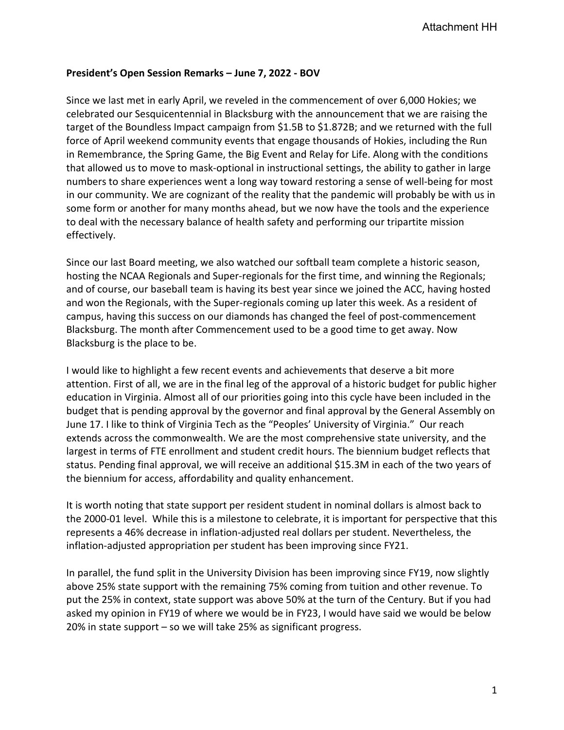Attachment HH

**President's Open Session Remarks – June 7, 2022 - BOV**

Since we last met in early April, we reveled in the commencement of over 6,000 Hokies; we celebrated our Sesquicentennial in Blacksburg with the announcement that we are raising the target of the Boundless Impact campaign from $1.5B to $1.872B; and we returned with the full force of April weekend community events that engage thousands of Hokies, including the Run in Remembrance, the Spring Game, the Big Event and Relay for Life. Along with the conditions that allowed us to move to mask-optional in instructional settings, the ability to gather in large numbers to share experiences went a long way toward restoring a sense of well-being for most in our community. We are cognizant of the reality that the pandemic will probably be with us in some form or another for many months ahead, but we now have the tools and the experience to deal with the necessary balance of health safety and performing our tripartite mission effectively.

Since our last Board meeting, we also watched our softball team complete a historic season, hosting the NCAA Regionals and Super-regionals for the first time, and winning the Regionals; and of course, our baseball team is having its best year since we joined the ACC, having hosted and won the Regionals, with the Super-regionals coming up later this week. As a resident of campus, having this success on our diamonds has changed the feel of post-commencement Blacksburg. The month after Commencement used to be a good time to get away. Now Blacksburg is the place to be.

I would like to highlight a few recent events and achievements that deserve a bit more attention. First of all, we are in the final leg of the approval of a historic budget for public higher education in Virginia. Almost all of our priorities going into this cycle have been included in the budget that is pending approval by the governor and final approval by the General Assembly on June 17. I like to think of Virginia Tech as the "Peoples' University of Virginia." Our reach extends across the commonwealth. We are the most comprehensive state university, and the largest in terms of FTE enrollment and student credit hours. The biennium budget reflects that status. Pending final approval, we will receive an additional $15.3M in each of the two years of the biennium for access, affordability and quality enhancement.

It is worth noting that state support per resident student in nominal dollars is almost back to the 2000-01 level. While this is a milestone to celebrate, it is important for perspective that this represents a 46% decrease in inflation-adjusted real dollars per student. Nevertheless, the inflation-adjusted appropriation per student has been improving since FY21.

In parallel, the fund split in the University Division has been improving since FY19, now slightly above 25% state support with the remaining 75% coming from tuition and other revenue. To put the 25% in context, state support was above 50% at the turn of the Century. But if you had asked my opinion in FY19 of where we would be in FY23, I would have said we would be below 20% in state support – so we will take 25% as significant progress.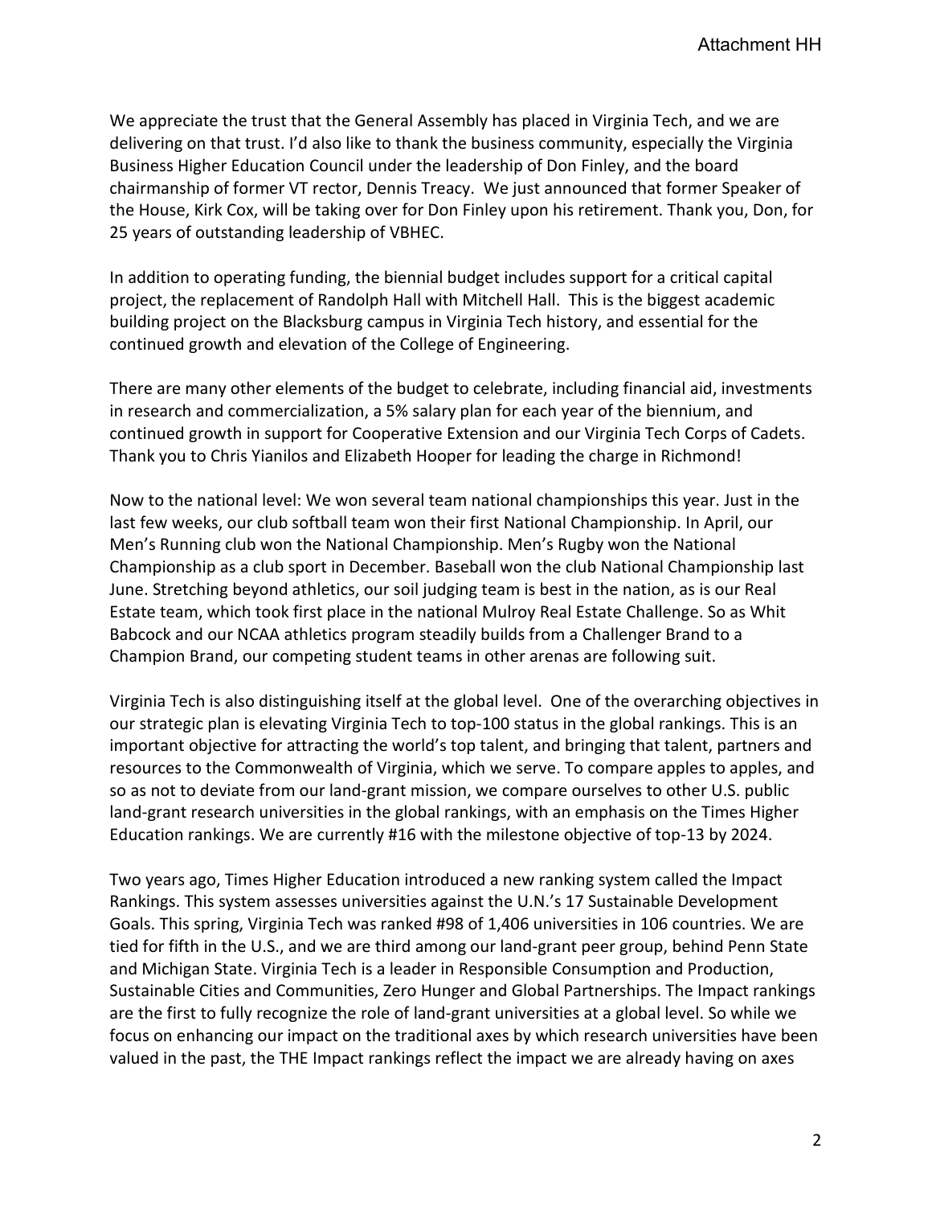We appreciate the trust that the General Assembly has placed in Virginia Tech, and we are delivering on that trust. I'd also like to thank the business community, especially the Virginia Business Higher Education Council under the leadership of Don Finley, and the board chairmanship of former VT rector, Dennis Treacy. We just announced that former Speaker of the House, Kirk Cox, will be taking over for Don Finley upon his retirement. Thank you, Don, for 25 years of outstanding leadership of VBHEC.

In addition to operating funding, the biennial budget includes support for a critical capital project, the replacement of Randolph Hall with Mitchell Hall. This is the biggest academic building project on the Blacksburg campus in Virginia Tech history, and essential for the continued growth and elevation of the College of Engineering.

There are many other elements of the budget to celebrate, including financial aid, investments in research and commercialization, a 5% salary plan for each year of the biennium, and continued growth in support for Cooperative Extension and our Virginia Tech Corps of Cadets. Thank you to Chris Yianilos and Elizabeth Hooper for leading the charge in Richmond!

Now to the national level: We won several team national championships this year. Just in the last few weeks, our club softball team won their first National Championship. In April, our Men's Running club won the National Championship. Men's Rugby won the National Championship as a club sport in December. Baseball won the club National Championship last June. Stretching beyond athletics, our soil judging team is best in the nation, as is our Real Estate team, which took first place in the national Mulroy Real Estate Challenge. So as Whit Babcock and our NCAA athletics program steadily builds from a Challenger Brand to a Champion Brand, our competing student teams in other arenas are following suit.

Virginia Tech is also distinguishing itself at the global level. One of the overarching objectives in our strategic plan is elevating Virginia Tech to top-100 status in the global rankings. This is an important objective for attracting the world's top talent, and bringing that talent, partners and resources to the Commonwealth of Virginia, which we serve. To compare apples to apples, and so as not to deviate from our land-grant mission, we compare ourselves to other U.S. public land-grant research universities in the global rankings, with an emphasis on the Times Higher Education rankings. We are currently #16 with the milestone objective of top-13 by 2024.

Two years ago, Times Higher Education introduced a new ranking system called the Impact Rankings. This system assesses universities against the U.N.'s 17 Sustainable Development Goals. This spring, Virginia Tech was ranked #98 of 1,406 universities in 106 countries. We are tied for fifth in the U.S., and we are third among our land-grant peer group, behind Penn State and Michigan State. Virginia Tech is a leader in Responsible Consumption and Production, Sustainable Cities and Communities, Zero Hunger and Global Partnerships. The Impact rankings are the first to fully recognize the role of land-grant universities at a global level. So while we focus on enhancing our impact on the traditional axes by which research universities have been valued in the past, the THE Impact rankings reflect the impact we are already having on axes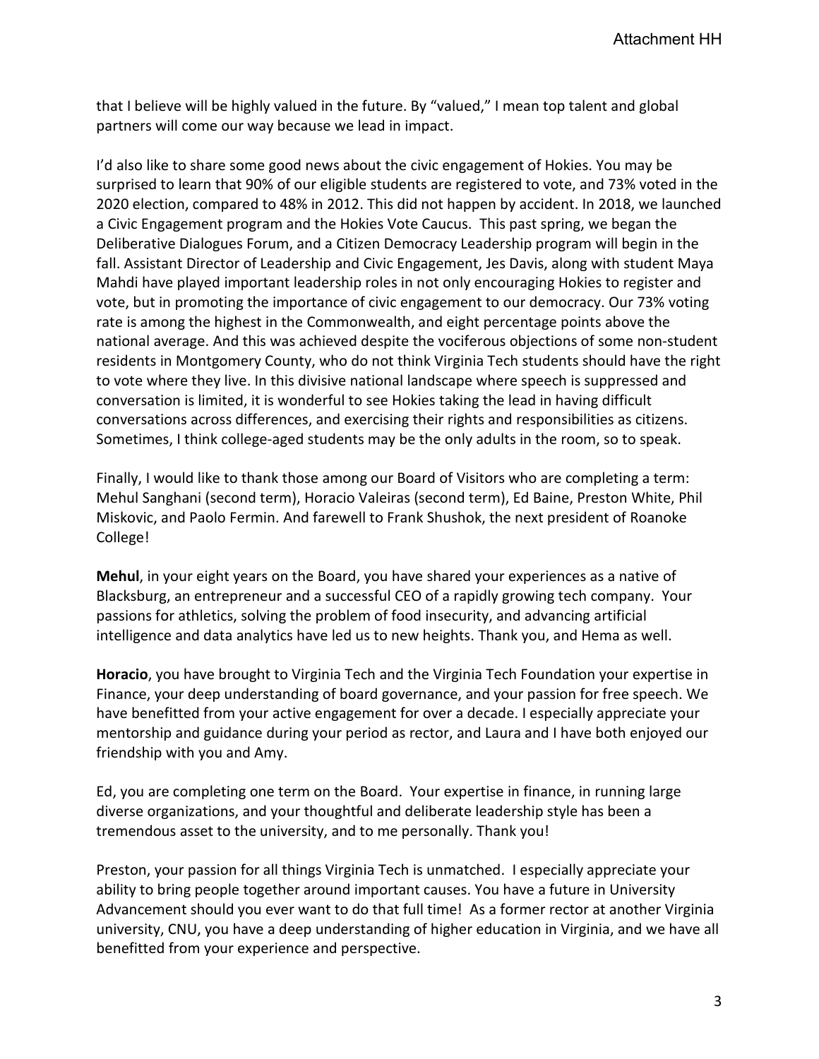that I believe will be highly valued in the future. By "valued," I mean top talent and global partners will come our way because we lead in impact.

I'd also like to share some good news about the civic engagement of Hokies. You may be surprised to learn that 90% of our eligible students are registered to vote, and 73% voted in the 2020 election, compared to 48% in 2012. This did not happen by accident. In 2018, we launched a Civic Engagement program and the Hokies Vote Caucus. This past spring, we began the Deliberative Dialogues Forum, and a Citizen Democracy Leadership program will begin in the fall. Assistant Director of Leadership and Civic Engagement, Jes Davis, along with student Maya Mahdi have played important leadership roles in not only encouraging Hokies to register and vote, but in promoting the importance of civic engagement to our democracy. Our 73% voting rate is among the highest in the Commonwealth, and eight percentage points above the national average. And this was achieved despite the vociferous objections of some non-student residents in Montgomery County, who do not think Virginia Tech students should have the right to vote where they live. In this divisive national landscape where speech is suppressed and conversation is limited, it is wonderful to see Hokies taking the lead in having difficult conversations across differences, and exercising their rights and responsibilities as citizens. Sometimes, I think college-aged students may be the only adults in the room, so to speak.

Finally, I would like to thank those among our Board of Visitors who are completing a term: Mehul Sanghani (second term), Horacio Valeiras (second term), Ed Baine, Preston White, Phil Miskovic, and Paolo Fermin. And farewell to Frank Shushok, the next president of Roanoke College!

**Mehul**, in your eight years on the Board, you have shared your experiences as a native of Blacksburg, an entrepreneur and a successful CEO of a rapidly growing tech company. Your passions for athletics, solving the problem of food insecurity, and advancing artificial intelligence and data analytics have led us to new heights. Thank you, and Hema as well.

**Horacio**, you have brought to Virginia Tech and the Virginia Tech Foundation your expertise in Finance, your deep understanding of board governance, and your passion for free speech. We have benefitted from your active engagement for over a decade. I especially appreciate your mentorship and guidance during your period as rector, and Laura and I have both enjoyed our friendship with you and Amy.

Ed, you are completing one term on the Board. Your expertise in finance, in running large diverse organizations, and your thoughtful and deliberate leadership style has been a tremendous asset to the university, and to me personally. Thank you!

Preston, your passion for all things Virginia Tech is unmatched. I especially appreciate your ability to bring people together around important causes. You have a future in University Advancement should you ever want to do that full time! As a former rector at another Virginia university, CNU, you have a deep understanding of higher education in Virginia, and we have all benefitted from your experience and perspective.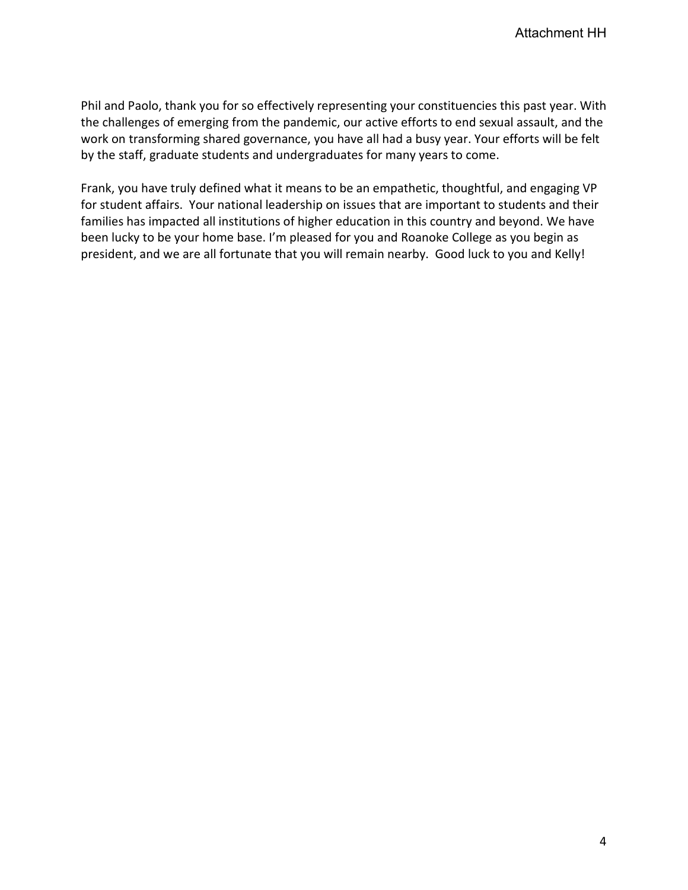Phil and Paolo, thank you for so effectively representing your constituencies this past year. With the challenges of emerging from the pandemic, our active efforts to end sexual assault, and the work on transforming shared governance, you have all had a busy year. Your efforts will be felt by the staff, graduate students and undergraduates for many years to come.

Frank, you have truly defined what it means to be an empathetic, thoughtful, and engaging VP for student affairs. Your national leadership on issues that are important to students and their families has impacted all institutions of higher education in this country and beyond. We have been lucky to be your home base. I'm pleased for you and Roanoke College as you begin as president, and we are all fortunate that you will remain nearby. Good luck to you and Kelly!